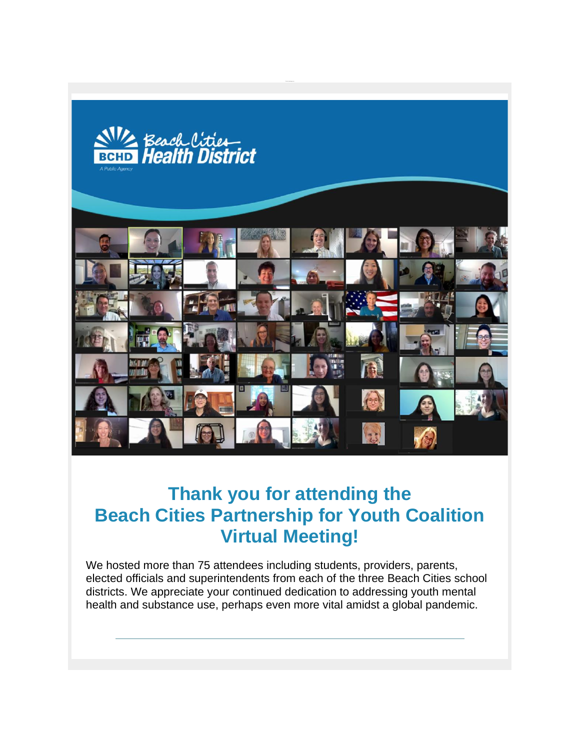# Thank you for attending the Beach Cities Partnership for Youth Coalition Virtual Meeting!

We hosted more than 75 attendees including students, providers, parents, elected officials and superintendents from each of the three Beach Cities school districts. We appreciate your continued dedication to addressing youth mental health and substance use, perhaps even more vital amidst a global pandemic.

---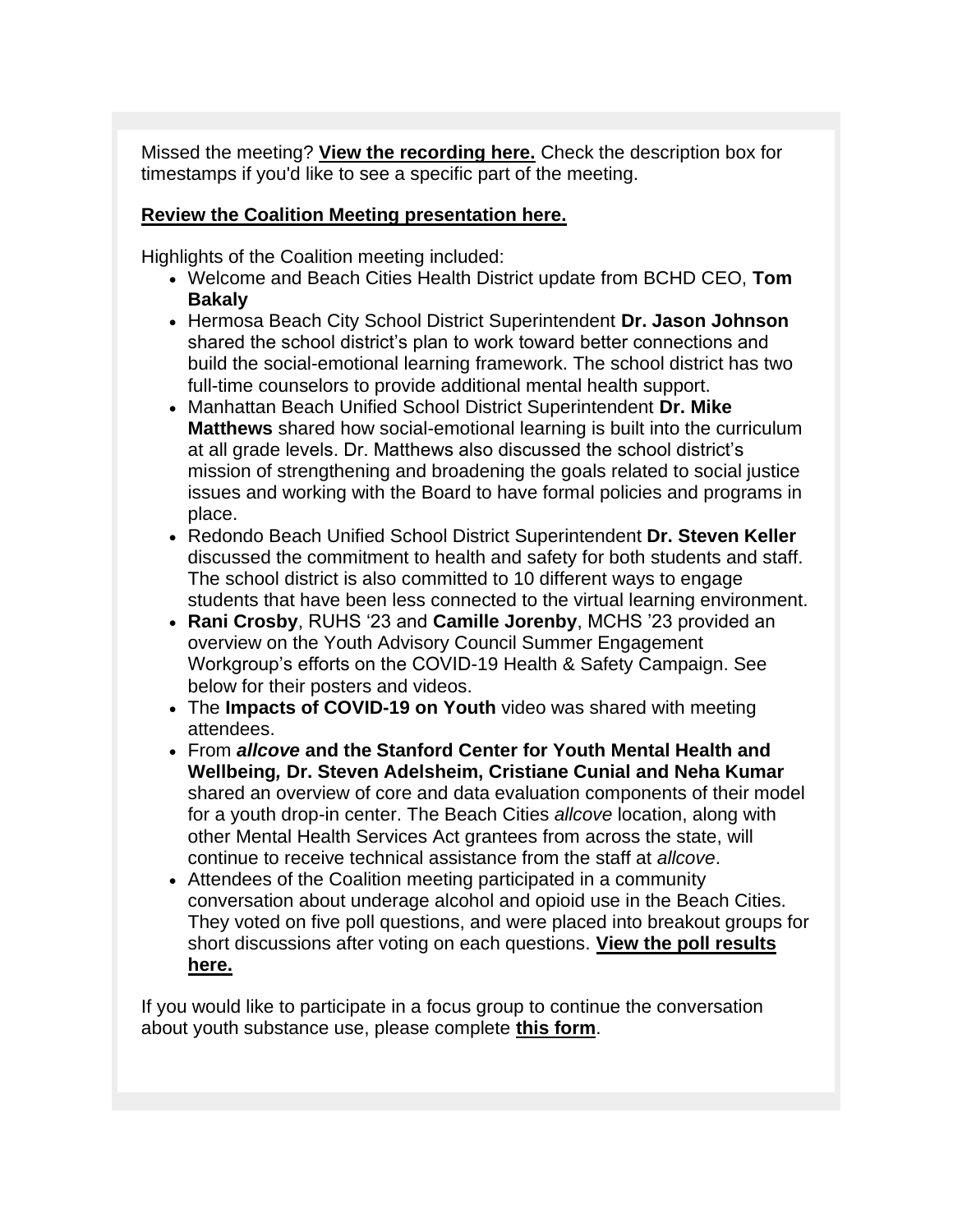Missed the meeting? **View the recording here.** Check the description box for timestamps if you'd like to see a specific part of the meeting.

**Review the Coalition Meeting presentation here.**

Highlights of the Coalition meeting included:

- Welcome and Beach Cities Health District update from BCHD CEO, **Tom Bakaly**
- Hermosa Beach City School District Superintendent **Dr. Jason Johnson** shared the school district's plan to work toward better connections and build the social-emotional learning framework. The school district has two full-time counselors to provide additional mental health support.
- Manhattan Beach Unified School District Superintendent **Dr. Mike Matthews** shared how social-emotional learning is built into the curriculum at all grade levels. Dr. Matthews also discussed the school district's mission of strengthening and broadening the goals related to social justice issues and working with the Board to have formal policies and programs in place.
- Redondo Beach Unified School District Superintendent **Dr. Steven Keller** discussed the commitment to health and safety for both students and staff. The school district is also committed to 10 different ways to engage students that have been less connected to the virtual learning environment.
- **Rani Crosby**, RUHS '23 and **Camille Jorenby**, MCHS '23 provided an overview on the Youth Advisory Council Summer Engagement Workgroup's efforts on the COVID-19 Health & Safety Campaign. See below for their posters and videos.
- The **Impacts of COVID-19 on Youth** video was shared with meeting attendees.
- From ***allcove*** **and the Stanford Center for Youth Mental Health and Wellbeing*,* Dr. Steven Adelsheim, Cristiane Cunial and Neha Kumar** shared an overview of core and data evaluation components of their model for a youth drop-in center. The Beach Cities *allcove* location, along with other Mental Health Services Act grantees from across the state, will continue to receive technical assistance from the staff at *allcove*.
- Attendees of the Coalition meeting participated in a community conversation about underage alcohol and opioid use in the Beach Cities. They voted on five poll questions, and were placed into breakout groups for short discussions after voting on each questions. **View the poll results here.**

If you would like to participate in a focus group to continue the conversation about youth substance use, please complete **this form**.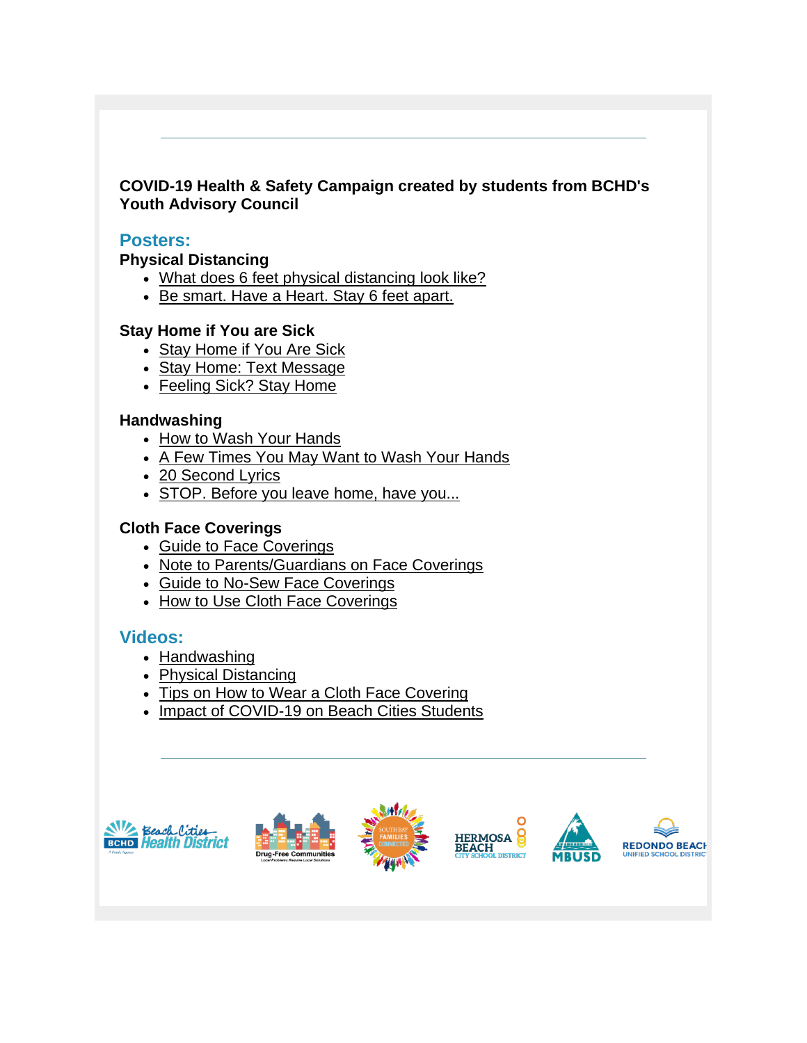**COVID-19 Health & Safety Campaign created by students from BCHD's Youth Advisory Council**

## Posters:

**Physical Distancing**

- What does 6 feet physical distancing look like?
- Be smart. Have a Heart. Stay 6 feet apart.

**Stay Home if You are Sick**

- Stay Home if You Are Sick
- Stay Home: Text Message
- Feeling Sick? Stay Home

**Handwashing**

- How to Wash Your Hands
- A Few Times You May Want to Wash Your Hands
- 20 Second Lyrics
- STOP. Before you leave home, have you...

**Cloth Face Coverings**

- Guide to Face Coverings
- Note to Parents/Guardians on Face Coverings
- Guide to No-Sew Face Coverings
- How to Use Cloth Face Coverings

## Videos:

- Handwashing
- Physical Distancing
- Tips on How to Wear a Cloth Face Covering
- Impact of COVID-19 on Beach Cities Students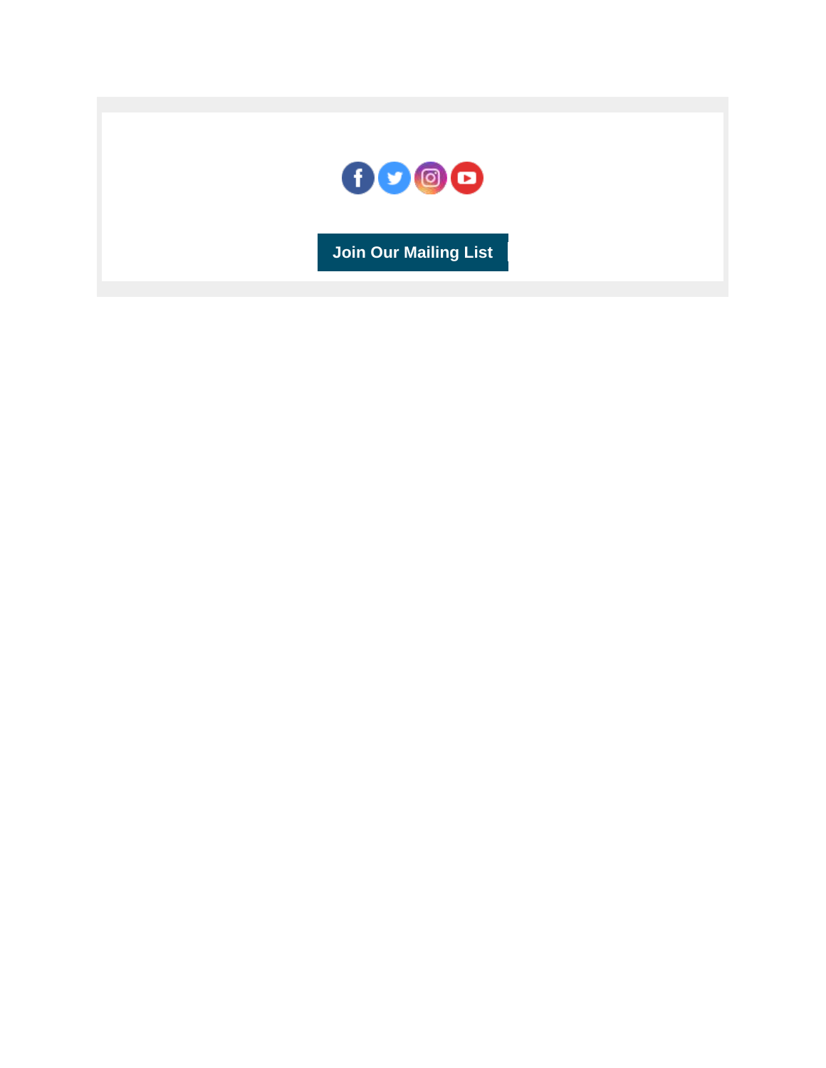Join Our Mailing List